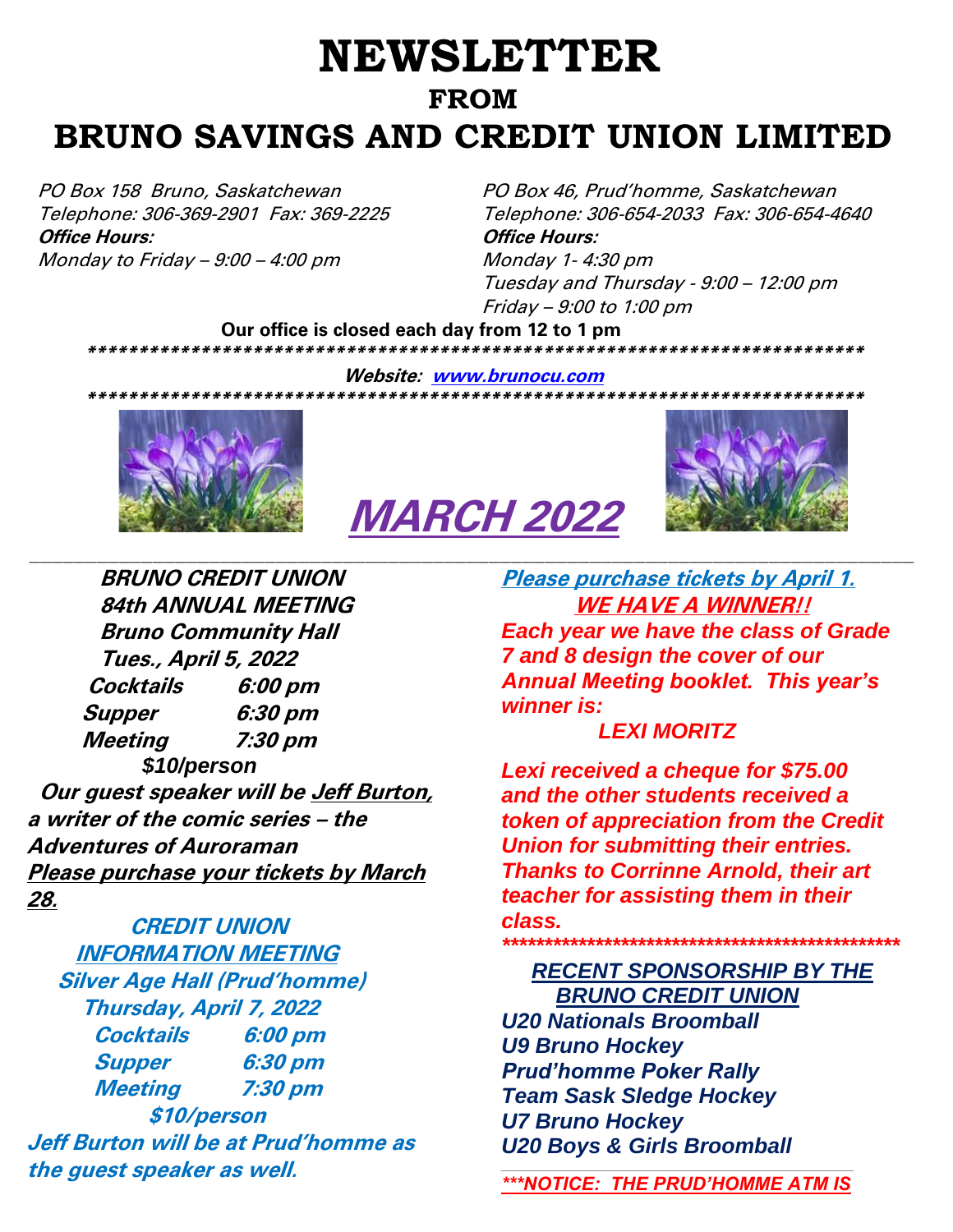# NEWSLETTER

## FROM

# BRUNO SAVINGS AND CREDIT UNION LIMITED

*PO Box 158 Bruno, Saskatchewan*
*Telephone: 306-369-2901 Fax: 369-2225*
***Office Hours:***
*Monday to Friday – 9:00 – 4:00 pm*

*PO Box 46, Prud'homme, Saskatchewan*
*Telephone: 306-654-2033 Fax: 306-654-4640*
***Office Hours:***
*Monday 1- 4:30 pm*
*Tuesday and Thursday - 9:00 – 12:00 pm*
*Friday – 9:00 to 1:00 pm*

**Our office is closed each day from 12 to 1 pm**

***************************************************************************

***Website: www.brunocu.com***

***************************************************************************

# *MARCH 2022*

---

***BRUNO CREDIT UNION***
***84th ANNUAL MEETING***
***Bruno Community Hall***
***Tues., April 5, 2022***

***Cocktails 6:00 pm***
***Supper 6:30 pm***
***Meeting 7:30 pm***

**$10/person**

***Our guest speaker will be Jeff Burton, a writer of the comic series – the Adventures of Auroraman***

***Please purchase your tickets by March 28.***

***CREDIT UNION***
***INFORMATION MEETING***
***Silver Age Hall (Prud'homme)***
***Thursday, April 7, 2022***

***Cocktails 6:00 pm***
***Supper 6:30 pm***
***Meeting 7:30 pm***

***$10/person***

***Jeff Burton will be at Prud'homme as the guest speaker as well.***

***Please purchase tickets by April 1.***

***WE HAVE A WINNER!!***

***Each year we have the class of Grade 7 and 8 design the cover of our Annual Meeting booklet. This year's winner is:***

***LEXI MORITZ***

***Lexi received a cheque for $75.00 and the other students received a token of appreciation from the Credit Union for submitting their entries. Thanks to Corrinne Arnold, their art teacher for assisting them in their class.***

*************************************************

***RECENT SPONSORSHIP BY THE BRUNO CREDIT UNION***

***U20 Nationals Broomball***
***U9 Bruno Hockey***
***Prud'homme Poker Rally***
***Team Sask Sledge Hockey***
***U7 Bruno Hockey***
***U20 Boys & Girls Broomball***

***\*\*\*NOTICE: THE PRUD'HOMME ATM IS***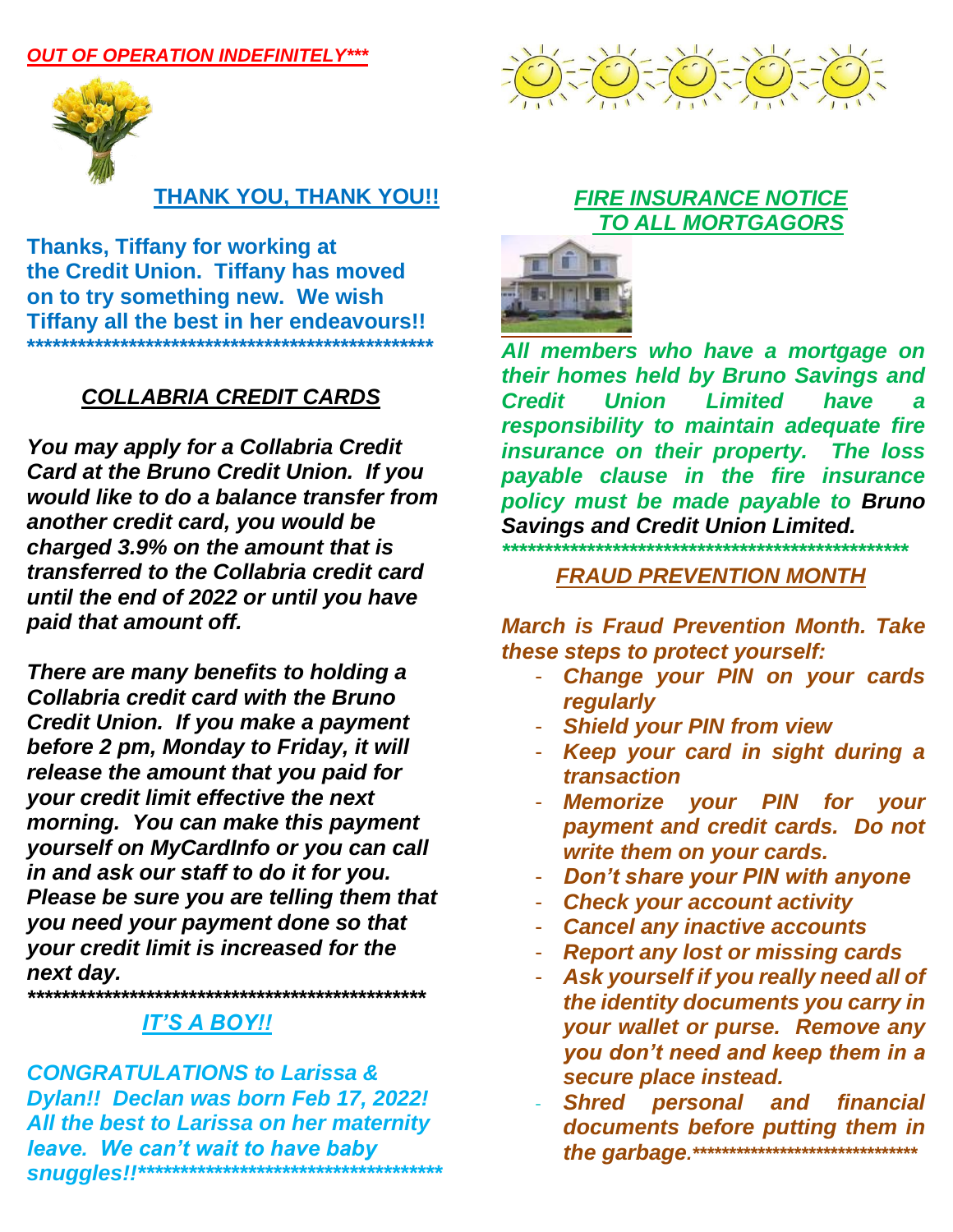***OUT OF OPERATION INDEFINITELY****

## THANK YOU, THANK YOU!!

**Thanks, Tiffany for working at the Credit Union. Tiffany has moved on to try something new. We wish Tiffany all the best in her endeavours!!**

**************************************************

## *COLLABRIA CREDIT CARDS*

***You may apply for a Collabria Credit Card at the Bruno Credit Union. If you would like to do a balance transfer from another credit card, you would be charged 3.9% on the amount that is transferred to the Collabria credit card until the end of 2022 or until you have paid that amount off.***

***There are many benefits to holding a Collabria credit card with the Bruno Credit Union. If you make a payment before 2 pm, Monday to Friday, it will release the amount that you paid for your credit limit effective the next morning. You can make this payment yourself on MyCardInfo or you can call in and ask our staff to do it for you. Please be sure you are telling them that you need your payment done so that your credit limit is increased for the next day.***

**************************************************

## *IT'S A BOY!!*

***CONGRATULATIONS to Larissa & Dylan!! Declan was born Feb 17, 2022! All the best to Larissa on her maternity leave. We can't wait to have baby snuggles!!*****************************************

## *FIRE INSURANCE NOTICE TO ALL MORTGAGORS*

***All members who have a mortgage on their homes held by Bruno Savings and Credit Union Limited have a responsibility to maintain adequate fire insurance on their property. The loss payable clause in the fire insurance policy must be made payable to Bruno Savings and Credit Union Limited.***

**************************************************

## *FRAUD PREVENTION MONTH*

***March is Fraud Prevention Month. Take these steps to protect yourself:***

- ***Change your PIN on your cards regularly***
- ***Shield your PIN from view***
- ***Keep your card in sight during a transaction***
- ***Memorize your PIN for your payment and credit cards. Do not write them on your cards.***
- ***Don't share your PIN with anyone***
- ***Check your account activity***
- ***Cancel any inactive accounts***
- ***Report any lost or missing cards***
- ***Ask yourself if you really need all of the identity documents you carry in your wallet or purse. Remove any you don't need and keep them in a secure place instead.***
- ***Shred personal and financial documents before putting them in the garbage.*******************************